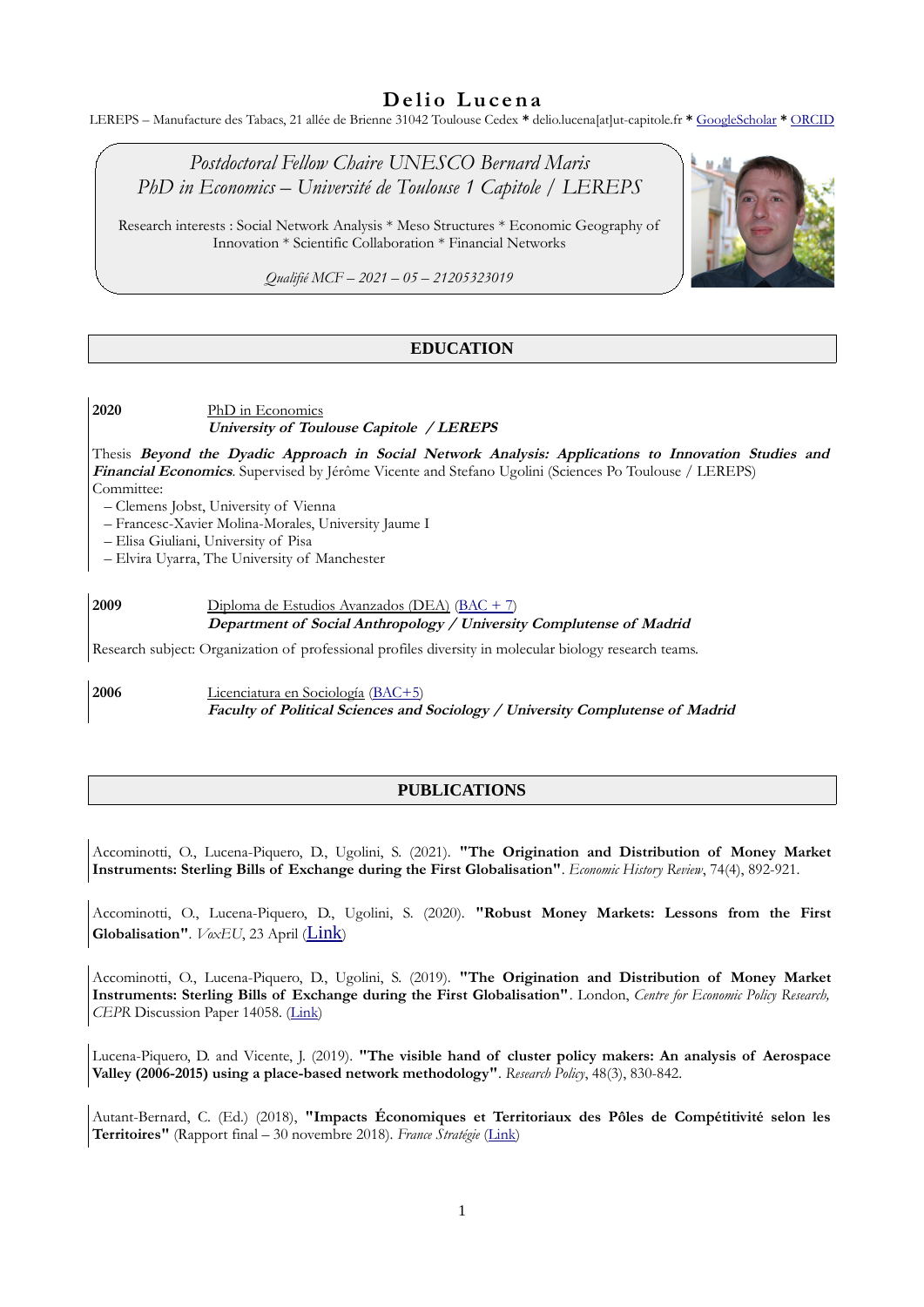# Delio Lucena

LEREPS – Manufacture des Tabacs, 21 allée de Brienne 31042 Toulouse Cedex * delio.lucena[at]ut-capitole.fr * GoogleScholar * ORCID

*Postdoctoral Fellow Chaire UNESCO Bernard Maris*
*PhD in Economics – Université de Toulouse 1 Capitole / LEREPS*

Research interests : Social Network Analysis * Meso Structures * Economic Geography of Innovation * Scientific Collaboration * Financial Networks

*Qualifié MCF – 2021 – 05 – 21205323019*

## EDUCATION

**2020** PhD in Economics
***University of Toulouse Capitole / LEREPS***

Thesis ***Beyond the Dyadic Approach in Social Network Analysis: Applications to Innovation Studies and Financial Economics***. Supervised by Jérôme Vicente and Stefano Ugolini (Sciences Po Toulouse / LEREPS)
Committee:
- Clemens Jobst, University of Vienna
- Francesc-Xavier Molina-Morales, University Jaume I
- Elisa Giuliani, University of Pisa
- Elvira Uyarra, The University of Manchester

**2009** Diploma de Estudios Avanzados (DEA) (BAC + 7)
***Department of Social Anthropology / University Complutense of Madrid***

Research subject: Organization of professional profiles diversity in molecular biology research teams.

**2006** Licenciatura en Sociología (BAC+5)
***Faculty of Political Sciences and Sociology / University Complutense of Madrid***

## PUBLICATIONS

Accominotti, O., Lucena-Piquero, D., Ugolini, S. (2021). **"The Origination and Distribution of Money Market Instruments: Sterling Bills of Exchange during the First Globalisation"**. *Economic History Review*, 74(4), 892-921.

Accominotti, O., Lucena-Piquero, D., Ugolini, S. (2020). **"Robust Money Markets: Lessons from the First Globalisation"**. *VoxEU*, 23 April (Link)

Accominotti, O., Lucena-Piquero, D., Ugolini, S. (2019). **"The Origination and Distribution of Money Market Instruments: Sterling Bills of Exchange during the First Globalisation"**. London, *Centre for Economic Policy Research, CEPR* Discussion Paper 14058. (Link)

Lucena-Piquero, D. and Vicente, J. (2019). **"The visible hand of cluster policy makers: An analysis of Aerospace Valley (2006-2015) using a place-based network methodology"**. *Research Policy*, 48(3), 830-842.

Autant-Bernard, C. (Ed.) (2018), **"Impacts Économiques et Territoriaux des Pôles de Compétitivité selon les Territoires"** (Rapport final – 30 novembre 2018). *France Stratégie* (Link)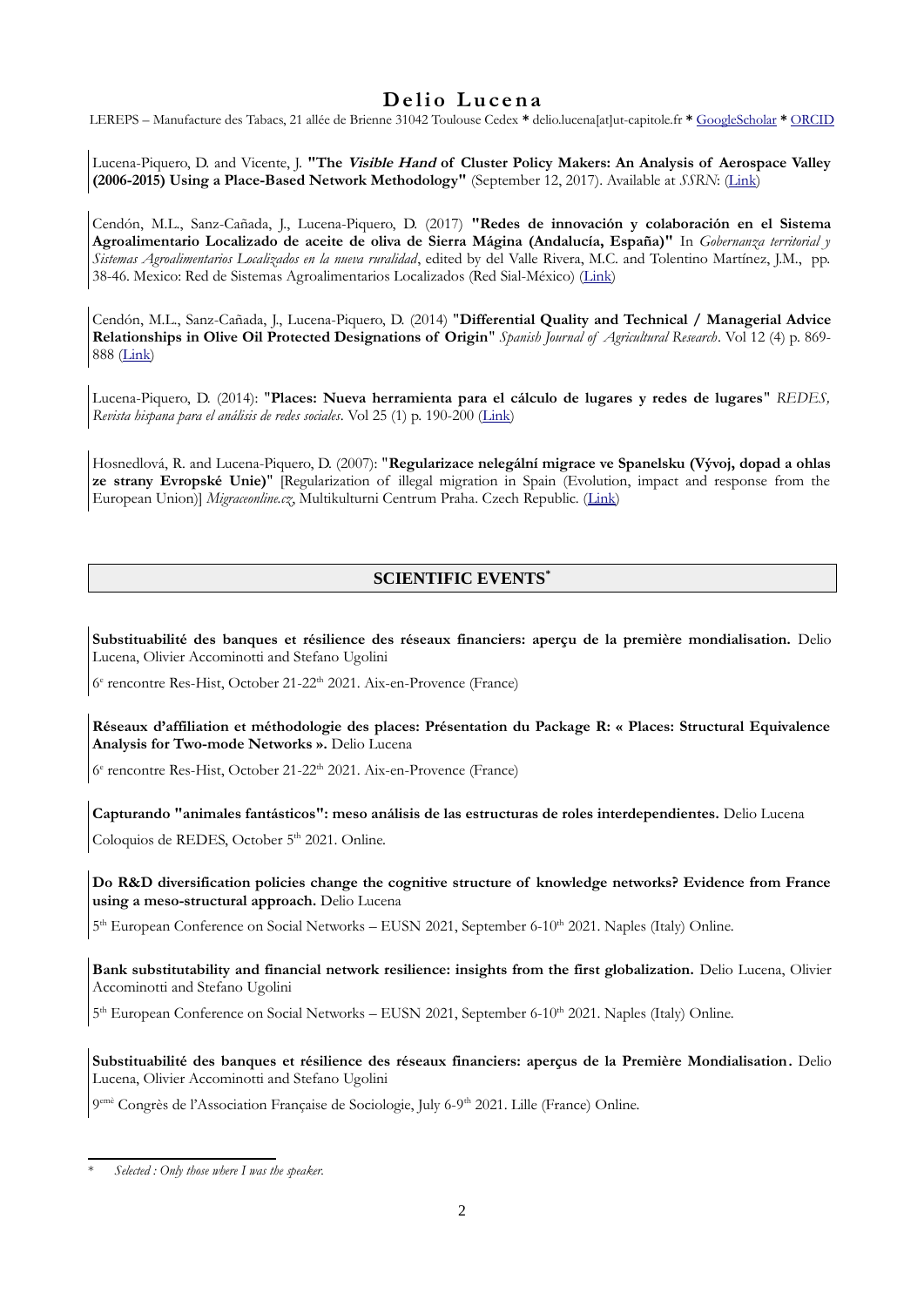# Delio Lucena

LEREPS – Manufacture des Tabacs, 21 allée de Brienne 31042 Toulouse Cedex * delio.lucena[at]ut-capitole.fr * GoogleScholar * ORCID

Lucena-Piquero, D. and Vicente, J. **"The *Visible Hand* of Cluster Policy Makers: An Analysis of Aerospace Valley (2006-2015) Using a Place-Based Network Methodology"** (September 12, 2017). Available at *SSRN*: (Link)

Cendón, M.L., Sanz-Cañada, J., Lucena-Piquero, D. (2017) **"Redes de innovación y colaboración en el Sistema Agroalimentario Localizado de aceite de oliva de Sierra Mágina (Andalucía, España)"** In *Gobernanza territorial y Sistemas Agroalimentarios Localizados en la nueva ruralidad*, edited by del Valle Rivera, M.C. and Tolentino Martínez, J.M., pp. 38-46. Mexico: Red de Sistemas Agroalimentarios Localizados (Red Sial-México) (Link)

Cendón, M.L., Sanz-Cañada, J., Lucena-Piquero, D. (2014) "**Differential Quality and Technical / Managerial Advice Relationships in Olive Oil Protected Designations of Origin**" *Spanish Journal of Agricultural Research*. Vol 12 (4) p. 869-888 (Link)

Lucena-Piquero, D. (2014): "**Places: Nueva herramienta para el cálculo de lugares y redes de lugares**" *REDES, Revista hispana para el análisis de redes sociales*. Vol 25 (1) p. 190-200 (Link)

Hosnedlová, R. and Lucena-Piquero, D. (2007): "**Regularizace nelegální migrace ve Spanelsku (Vývoj, dopad a ohlas ze strany Evropské Unie)**" [Regularization of illegal migration in Spain (Evolution, impact and response from the European Union)] *Migraceonline.cz*, Multikulturni Centrum Praha. Czech Republic. (Link)

## SCIENTIFIC EVENTS*

**Substituabilité des banques et résilience des réseaux financiers: aperçu de la première mondialisation.** Delio Lucena, Olivier Accominotti and Stefano Ugolini

6e rencontre Res-Hist, October 21-22th 2021. Aix-en-Provence (France)

**Réseaux d'affiliation et méthodologie des places: Présentation du Package R: « Places: Structural Equivalence Analysis for Two-mode Networks ».** Delio Lucena

6e rencontre Res-Hist, October 21-22th 2021. Aix-en-Provence (France)

**Capturando "animales fantásticos": meso análisis de las estructuras de roles interdependientes.** Delio Lucena

Coloquios de REDES, October 5th 2021. Online.

**Do R&D diversification policies change the cognitive structure of knowledge networks? Evidence from France using a meso-structural approach.** Delio Lucena

5th European Conference on Social Networks – EUSN 2021, September 6-10th 2021. Naples (Italy) Online.

**Bank substitutability and financial network resilience: insights from the first globalization.** Delio Lucena, Olivier Accominotti and Stefano Ugolini

5th European Conference on Social Networks – EUSN 2021, September 6-10th 2021. Naples (Italy) Online.

**Substituabilité des banques et résilience des réseaux financiers: aperçus de la Première Mondialisation.** Delio Lucena, Olivier Accominotti and Stefano Ugolini

9emé Congrès de l'Association Française de Sociologie, July 6-9th 2021. Lille (France) Online.

---

* *Selected : Only those where I was the speaker.*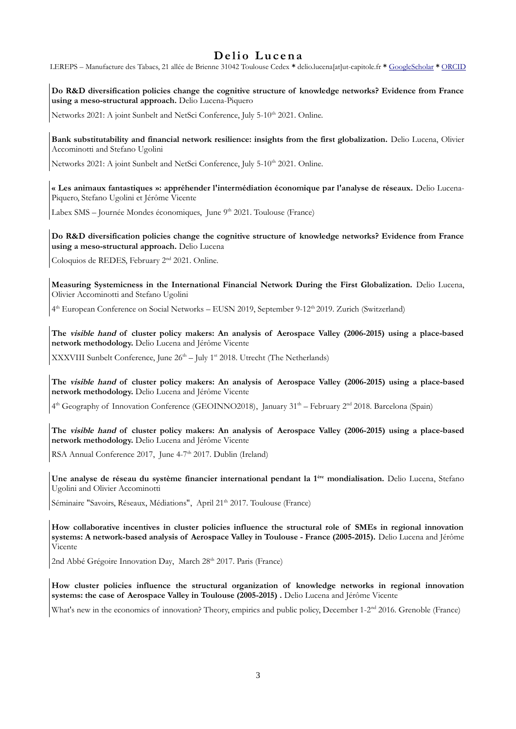# Delio Lucena

LEREPS – Manufacture des Tabacs, 21 allée de Brienne 31042 Toulouse Cedex * delio.lucena[at]ut-capitole.fr * GoogleScholar * ORCID

**Do R&D diversification policies change the cognitive structure of knowledge networks? Evidence from France using a meso-structural approach.** Delio Lucena-Piquero

Networks 2021: A joint Sunbelt and NetSci Conference, July 5-10th 2021. Online.

**Bank substitutability and financial network resilience: insights from the first globalization.** Delio Lucena, Olivier Accominotti and Stefano Ugolini

Networks 2021: A joint Sunbelt and NetSci Conference, July 5-10th 2021. Online.

**« Les animaux fantastiques »: appréhender l'intermédiation économique par l'analyse de réseaux.** Delio Lucena-Piquero, Stefano Ugolini et Jérôme Vicente

Labex SMS – Journée Mondes économiques, June 9th 2021. Toulouse (France)

**Do R&D diversification policies change the cognitive structure of knowledge networks? Evidence from France using a meso-structural approach.** Delio Lucena

Coloquios de REDES, February 2nd 2021. Online.

**Measuring Systemicness in the International Financial Network During the First Globalization.** Delio Lucena, Olivier Accominotti and Stefano Ugolini

4th European Conference on Social Networks – EUSN 2019, September 9-12th 2019. Zurich (Switzerland)

**The *visible hand* of cluster policy makers: An analysis of Aerospace Valley (2006-2015) using a place-based network methodology.** Delio Lucena and Jérôme Vicente

XXXVIII Sunbelt Conference, June 26th – July 1st 2018. Utrecht (The Netherlands)

**The *visible hand* of cluster policy makers: An analysis of Aerospace Valley (2006-2015) using a place-based network methodology.** Delio Lucena and Jérôme Vicente

4th Geography of Innovation Conference (GEOINNO2018), January 31th – February 2nd 2018. Barcelona (Spain)

**The *visible hand* of cluster policy makers: An analysis of Aerospace Valley (2006-2015) using a place-based network methodology.** Delio Lucena and Jérôme Vicente

RSA Annual Conference 2017, June 4-7th 2017. Dublin (Ireland)

**Une analyse de réseau du système financier international pendant la 1ère mondialisation.** Delio Lucena, Stefano Ugolini and Olivier Accominotti

Séminaire "Savoirs, Réseaux, Médiations", April 21th 2017. Toulouse (France)

**How collaborative incentives in cluster policies influence the structural role of SMEs in regional innovation systems: A network-based analysis of Aerospace Valley in Toulouse - France (2005-2015).** Delio Lucena and Jérôme Vicente

2nd Abbé Grégoire Innovation Day, March 28th 2017. Paris (France)

**How cluster policies influence the structural organization of knowledge networks in regional innovation systems: the case of Aerospace Valley in Toulouse (2005-2015) .** Delio Lucena and Jérôme Vicente

What's new in the economics of innovation? Theory, empirics and public policy, December 1-2nd 2016. Grenoble (France)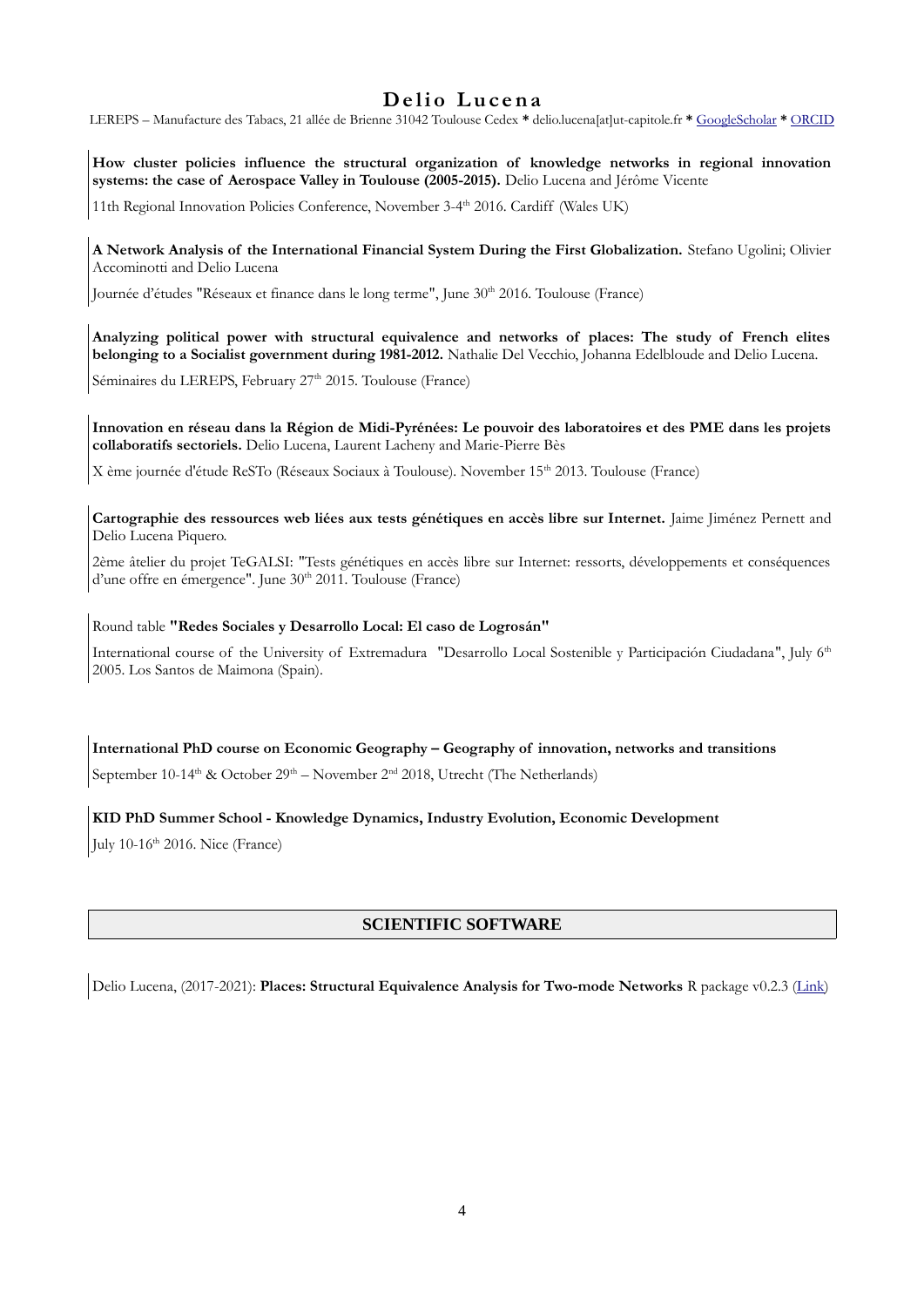# Delio Lucena

LEREPS – Manufacture des Tabacs, 21 allée de Brienne 31042 Toulouse Cedex * delio.lucena[at]ut-capitole.fr * GoogleScholar * ORCID

**How cluster policies influence the structural organization of knowledge networks in regional innovation systems: the case of Aerospace Valley in Toulouse (2005-2015).** Delio Lucena and Jérôme Vicente

11th Regional Innovation Policies Conference, November 3-4th 2016. Cardiff (Wales UK)

**A Network Analysis of the International Financial System During the First Globalization.** Stefano Ugolini; Olivier Accominotti and Delio Lucena

Journée d'études "Réseaux et finance dans le long terme", June 30th 2016. Toulouse (France)

**Analyzing political power with structural equivalence and networks of places: The study of French elites belonging to a Socialist government during 1981-2012.** Nathalie Del Vecchio, Johanna Edelbloude and Delio Lucena.

Séminaires du LEREPS, February 27th 2015. Toulouse (France)

**Innovation en réseau dans la Région de Midi-Pyrénées: Le pouvoir des laboratoires et des PME dans les projets collaboratifs sectoriels.** Delio Lucena, Laurent Lacheny and Marie-Pierre Bès

X ème journée d'étude ReSTo (Réseaux Sociaux à Toulouse). November 15th 2013. Toulouse (France)

**Cartographie des ressources web liées aux tests génétiques en accès libre sur Internet.** Jaime Jiménez Pernett and Delio Lucena Piquero.

2ème âtelier du projet TeGALSI: "Tests génétiques en accès libre sur Internet: ressorts, développements et conséquences d'une offre en émergence". June 30th 2011. Toulouse (France)

Round table **"Redes Sociales y Desarrollo Local: El caso de Logrosán"**

International course of the University of Extremadura "Desarrollo Local Sostenible y Participación Ciudadana", July 6th 2005. Los Santos de Maimona (Spain).

**International PhD course on Economic Geography – Geography of innovation, networks and transitions**

September 10-14th & October 29th – November 2nd 2018, Utrecht (The Netherlands)

**KID PhD Summer School - Knowledge Dynamics, Industry Evolution, Economic Development**

July 10-16th 2016. Nice (France)

## SCIENTIFIC SOFTWARE

Delio Lucena, (2017-2021): **Places: Structural Equivalence Analysis for Two-mode Networks** R package v0.2.3 (Link)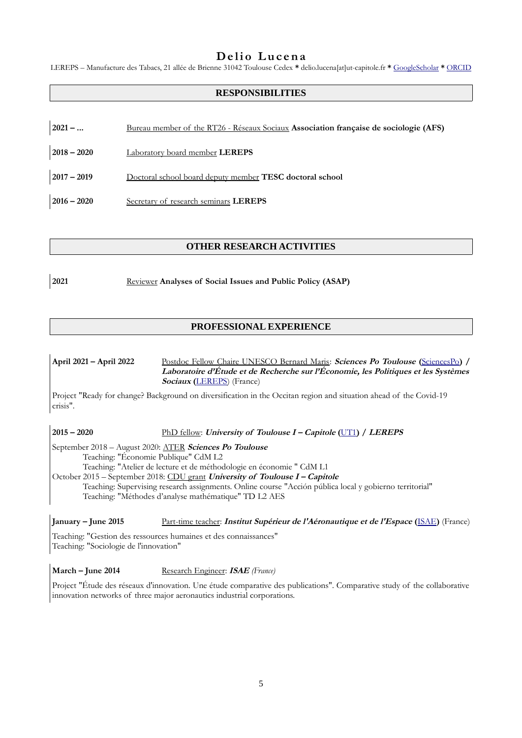# Delio Lucena

LEREPS – Manufacture des Tabacs, 21 allée de Brienne 31042 Toulouse Cedex * delio.lucena[at]ut-capitole.fr * GoogleScholar * ORCID

## RESPONSIBILITIES

**2021 – ...** Bureau member of the RT26 - Réseaux Sociaux **Association française de sociologie (AFS)**

**2018 – 2020** Laboratory board member **LEREPS**

**2017 – 2019** Doctoral school board deputy member **TESC doctoral school**

**2016 – 2020** Secretary of research seminars **LEREPS**

## OTHER RESEARCH ACTIVITIES

**2021** Reviewer **Analyses of Social Issues and Public Policy (ASAP)**

## PROFESSIONAL EXPERIENCE

**April 2021 – April 2022** Postdoc Fellow Chaire UNESCO Bernard Maris: ***Sciences Po Toulouse*** **(**SciencesPo**) /** ***Laboratoire d'Étude et de Recherche sur l'Économie, les Politiques et les Systèmes Sociaux*** **(**LEREPS) (France)

Project "Ready for change? Background on diversification in the Occitan region and situation ahead of the Covid-19 crisis".

**2015 – 2020** PhD fellow: ***University of Toulouse I – Capitole*** **(**UT1**) /** ***LEREPS***

September 2018 – August 2020: ATER ***Sciences Po Toulouse***
- Teaching: "Économie Publique" CdM L2
- Teaching: "Atelier de lecture et de méthodologie en économie " CdM L1

October 2015 – September 2018: CDU grant ***University of Toulouse I – Capitole***
- Teaching: Supervising research assignments. Online course "Acción pública local y gobierno territorial"
- Teaching: "Méthodes d'analyse mathématique" TD L2 AES

**January – June 2015** Part-time teacher: ***Institut Supérieur de l'Aéronautique et de l'Espace*** **(**ISAE**)** (France)

Teaching: "Gestion des ressources humaines et des connaissances"
Teaching: "Sociologie de l'innovation"

**March – June 2014** Research Engineer: ***ISAE*** *(France)*

Project "Étude des réseaux d'innovation. Une étude comparative des publications". Comparative study of the collaborative innovation networks of three major aeronautics industrial corporations.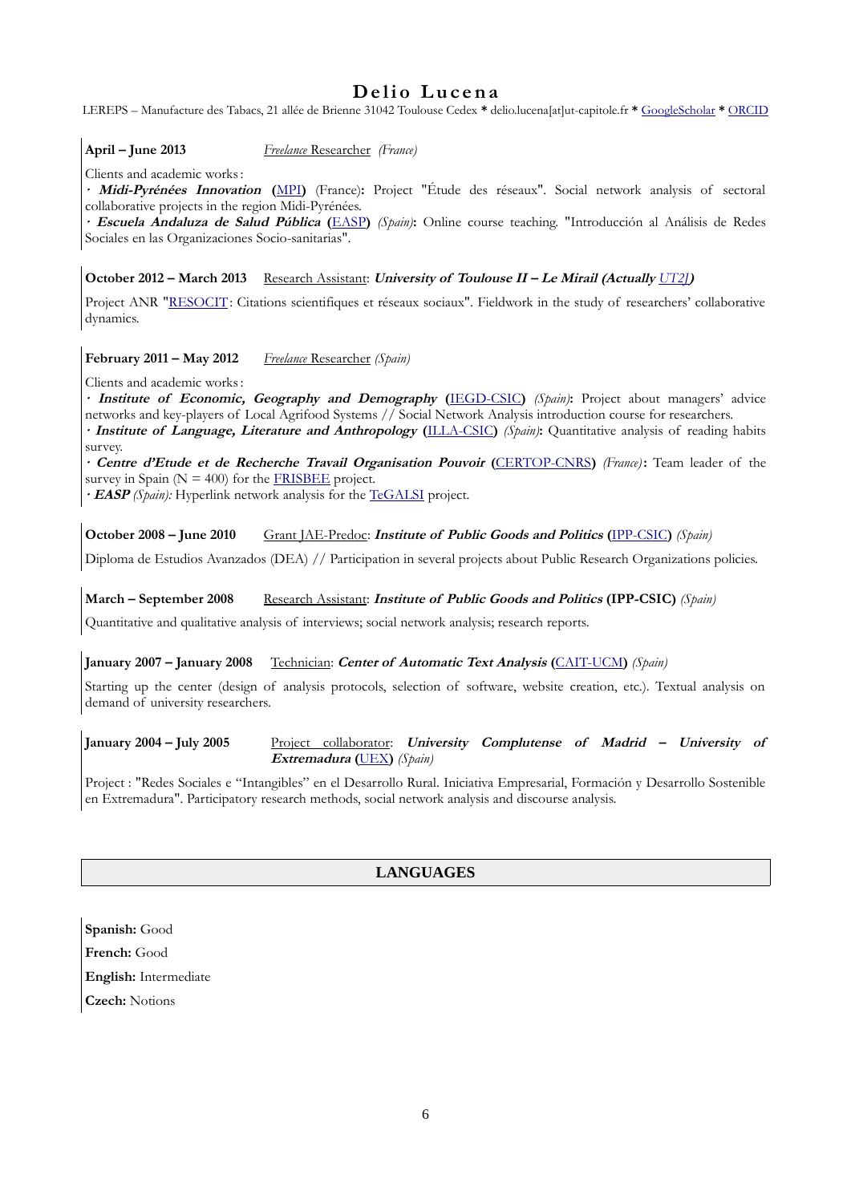# Delio Lucena

LEREPS – Manufacture des Tabacs, 21 allée de Brienne 31042 Toulouse Cedex * delio.lucena[at]ut-capitole.fr * GoogleScholar * ORCID

**April – June 2013** *Freelance* Researcher *(France)*

Clients and academic works :

· ***Midi-Pyrénées Innovation*** **(**MPI**)** (France)**:** Project "Étude des réseaux". Social network analysis of sectoral collaborative projects in the region Midi-Pyrénées.

· ***Escuela Andaluza de Salud Pública*** **(**EASP**)** *(Spain)***:** Online course teaching. "Introducción al Análisis de Redes Sociales en las Organizaciones Socio-sanitarias".

**October 2012 – March 2013** Research Assistant: ***University of Toulouse II – Le Mirail (Actually*** *UT2J***)**

Project ANR "RESOCIT: Citations scientifiques et réseaux sociaux". Fieldwork in the study of researchers' collaborative dynamics.

**February 2011 – May 2012** *Freelance* Researcher *(Spain)*

Clients and academic works :

· ***Institute of Economic, Geography and Demography*** **(**IEGD-CSIC**)** *(Spain)***:** Project about managers' advice networks and key-players of Local Agrifood Systems // Social Network Analysis introduction course for researchers.

· ***Institute of Language, Literature and Anthropology*** **(**ILLA-CSIC**)** *(Spain)***:** Quantitative analysis of reading habits survey.

· ***Centre d'Etude et de Recherche Travail Organisation Pouvoir*** **(**CERTOP-CNRS**)** *(France)***:** Team leader of the survey in Spain (N = 400) for the FRISBEE project.

· ***EASP*** *(Spain):* Hyperlink network analysis for the TeGALSI project.

**October 2008 – June 2010** Grant JAE-Predoc: ***Institute of Public Goods and Politics*** **(**IPP-CSIC**)** *(Spain)*

Diploma de Estudios Avanzados (DEA) // Participation in several projects about Public Research Organizations policies.

**March – September 2008** Research Assistant: ***Institute of Public Goods and Politics*** **(IPP-CSIC)** *(Spain)*

Quantitative and qualitative analysis of interviews; social network analysis; research reports.

**January 2007 – January 2008** Technician: ***Center of Automatic Text Analysis*** **(**CAIT-UCM**)** *(Spain)*

Starting up the center (design of analysis protocols, selection of software, website creation, etc.). Textual analysis on demand of university researchers.

**January 2004 – July 2005** Project collaborator: ***University Complutense of Madrid – University of Extremadura*** **(**UEX**)** *(Spain)*

Project : "Redes Sociales e "Intangibles" en el Desarrollo Rural. Iniciativa Empresarial, Formación y Desarrollo Sostenible en Extremadura". Participatory research methods, social network analysis and discourse analysis.

## LANGUAGES

**Spanish:** Good

**French:** Good

**English:** Intermediate

**Czech:** Notions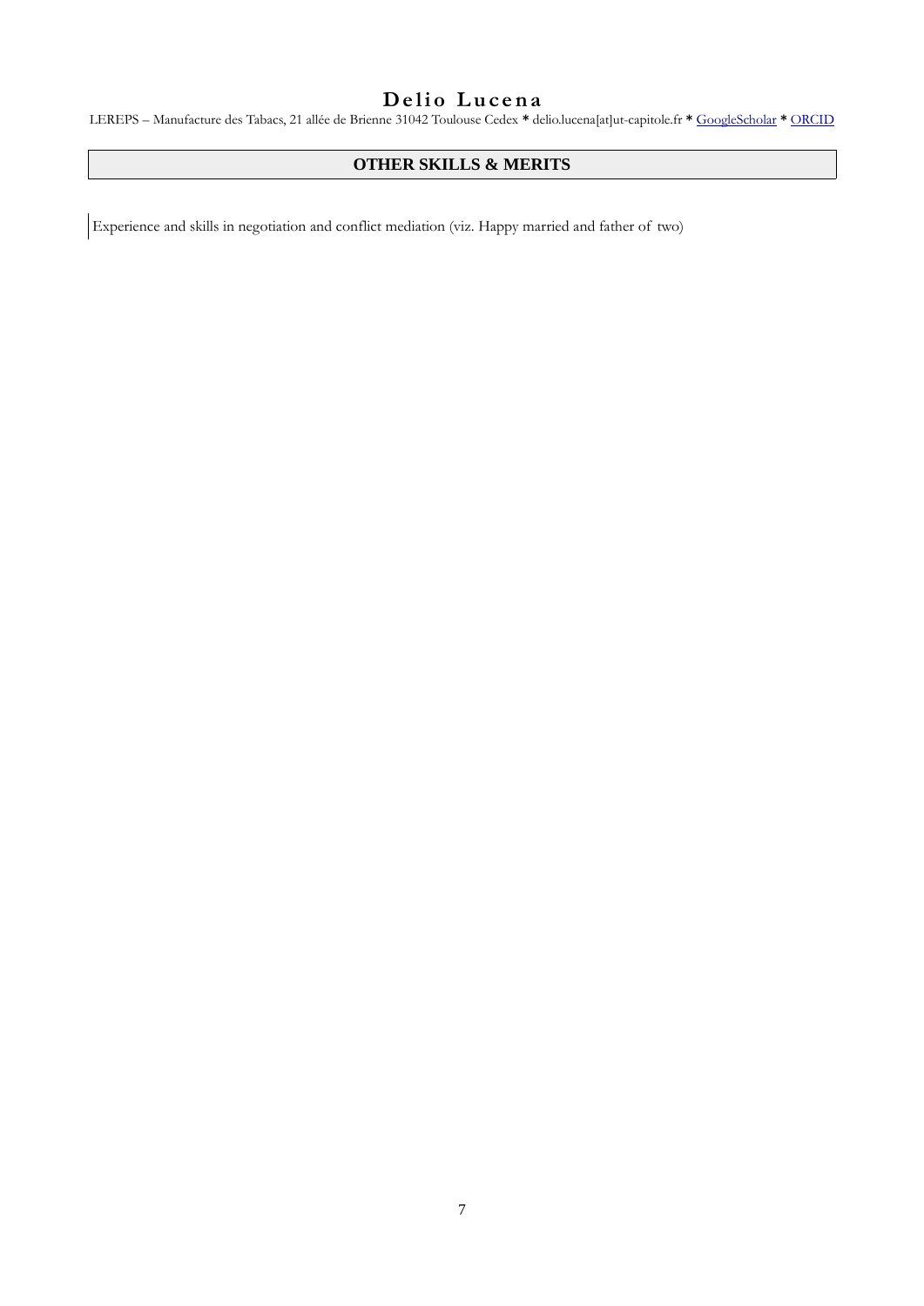# Delio Lucena

LEREPS – Manufacture des Tabacs, 21 allée de Brienne 31042 Toulouse Cedex * delio.lucena[at]ut-capitole.fr * GoogleScholar * ORCID

## OTHER SKILLS & MERITS

Experience and skills in negotiation and conflict mediation (viz. Happy married and father of two)